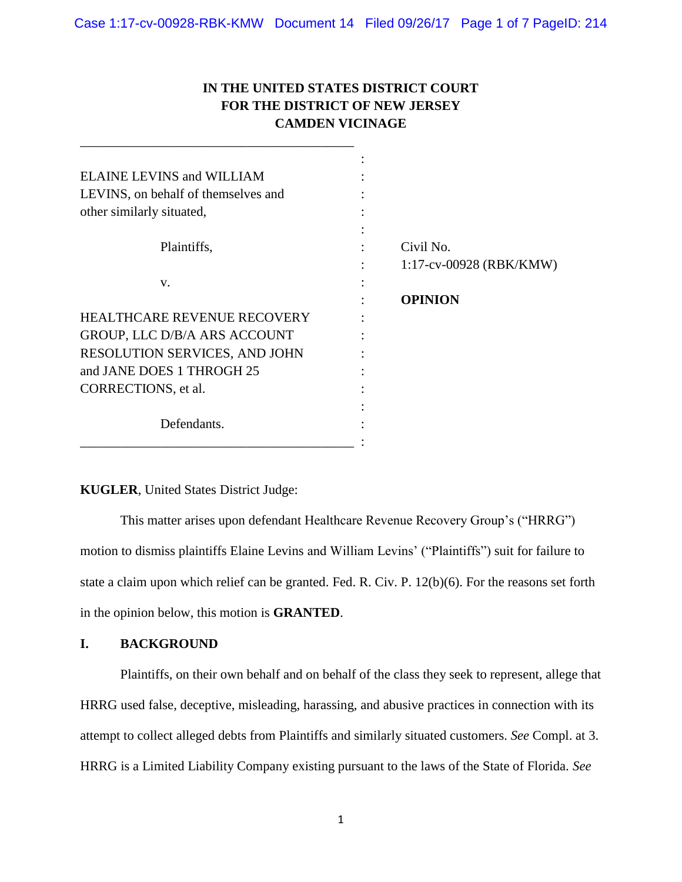**IN THE UNITED STATES DISTRICT COURT**
**FOR THE DISTRICT OF NEW JERSEY**
**CAMDEN VICINAGE**

| | |
|---|---|
| ELAINE LEVINS and WILLIAM LEVINS, on behalf of themselves and other similarly situated, | |
| Plaintiffs, | Civil No. 1:17-cv-00928 (RBK/KMW) |
| v. | **OPINION** |
| HEALTHCARE REVENUE RECOVERY GROUP, LLC D/B/A ARS ACCOUNT RESOLUTION SERVICES, AND JOHN and JANE DOES 1 THROGH 25 CORRECTIONS, et al. | |
| Defendants. | |

**KUGLER**, United States District Judge:

This matter arises upon defendant Healthcare Revenue Recovery Group's ("HRRG") motion to dismiss plaintiffs Elaine Levins and William Levins' ("Plaintiffs") suit for failure to state a claim upon which relief can be granted. Fed. R. Civ. P. 12(b)(6). For the reasons set forth in the opinion below, this motion is **GRANTED**.

## I. BACKGROUND

Plaintiffs, on their own behalf and on behalf of the class they seek to represent, allege that HRRG used false, deceptive, misleading, harassing, and abusive practices in connection with its attempt to collect alleged debts from Plaintiffs and similarly situated customers. *See* Compl. at 3. HRRG is a Limited Liability Company existing pursuant to the laws of the State of Florida. *See*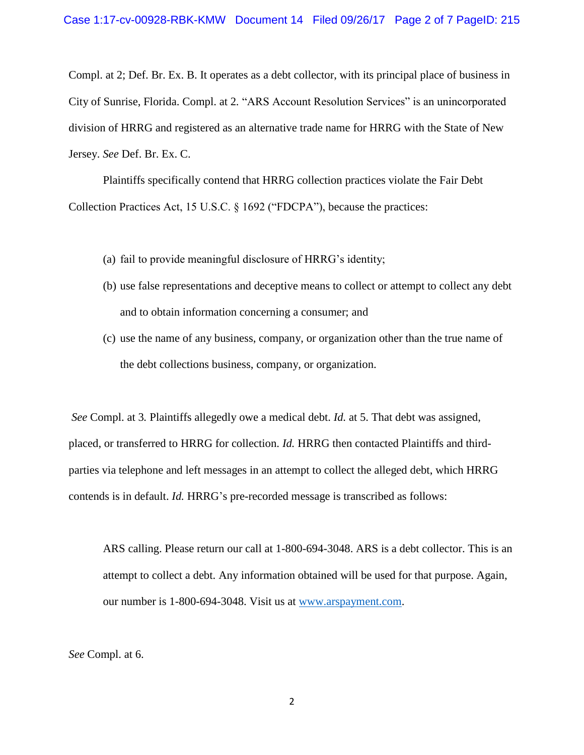Compl. at 2; Def. Br. Ex. B. It operates as a debt collector, with its principal place of business in City of Sunrise, Florida. Compl. at 2. "ARS Account Resolution Services" is an unincorporated division of HRRG and registered as an alternative trade name for HRRG with the State of New Jersey. *See* Def. Br. Ex. C.

Plaintiffs specifically contend that HRRG collection practices violate the Fair Debt Collection Practices Act, 15 U.S.C. § 1692 ("FDCPA"), because the practices:

(a) fail to provide meaningful disclosure of HRRG's identity;

(b) use false representations and deceptive means to collect or attempt to collect any debt and to obtain information concerning a consumer; and

(c) use the name of any business, company, or organization other than the true name of the debt collections business, company, or organization.

*See* Compl. at 3. Plaintiffs allegedly owe a medical debt. *Id.* at 5. That debt was assigned, placed, or transferred to HRRG for collection. *Id.* HRRG then contacted Plaintiffs and third-parties via telephone and left messages in an attempt to collect the alleged debt, which HRRG contends is in default. *Id.* HRRG's pre-recorded message is transcribed as follows:

> ARS calling. Please return our call at 1-800-694-3048. ARS is a debt collector. This is an attempt to collect a debt. Any information obtained will be used for that purpose. Again, our number is 1-800-694-3048. Visit us at www.arspayment.com.

*See* Compl. at 6.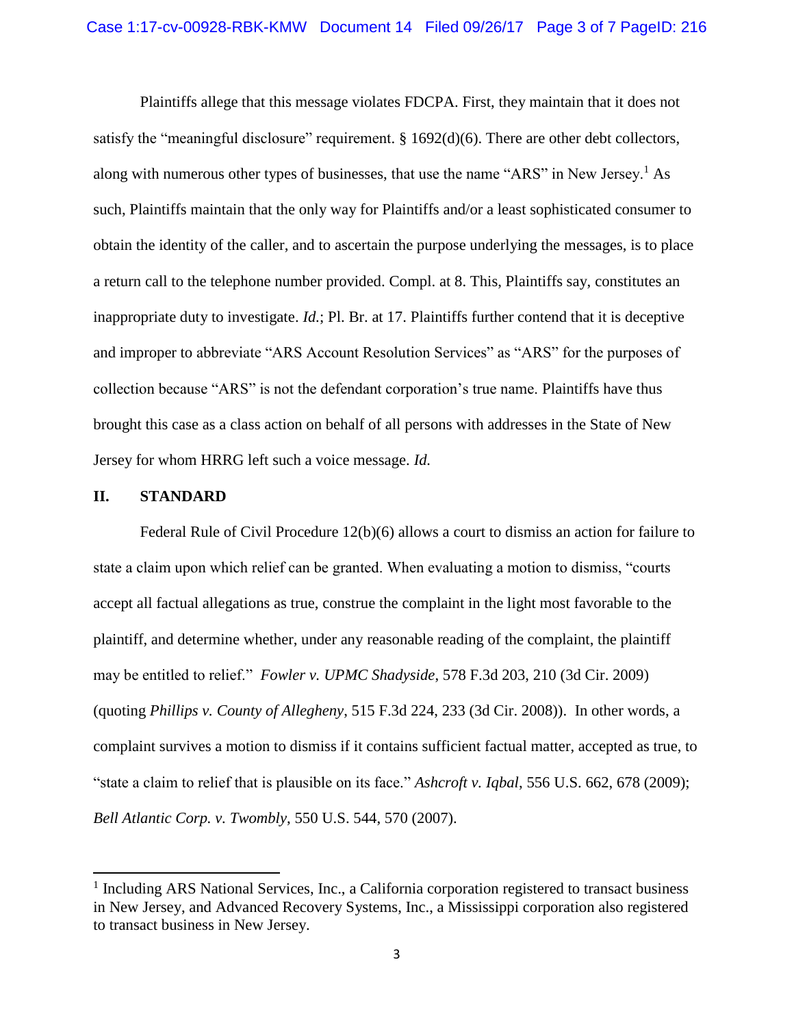Plaintiffs allege that this message violates FDCPA. First, they maintain that it does not satisfy the "meaningful disclosure" requirement. § 1692(d)(6). There are other debt collectors, along with numerous other types of businesses, that use the name "ARS" in New Jersey.[1] As such, Plaintiffs maintain that the only way for Plaintiffs and/or a least sophisticated consumer to obtain the identity of the caller, and to ascertain the purpose underlying the messages, is to place a return call to the telephone number provided. Compl. at 8. This, Plaintiffs say, constitutes an inappropriate duty to investigate. *Id.*; Pl. Br. at 17. Plaintiffs further contend that it is deceptive and improper to abbreviate "ARS Account Resolution Services" as "ARS" for the purposes of collection because "ARS" is not the defendant corporation's true name. Plaintiffs have thus brought this case as a class action on behalf of all persons with addresses in the State of New Jersey for whom HRRG left such a voice message. *Id.*

## II. STANDARD

Federal Rule of Civil Procedure 12(b)(6) allows a court to dismiss an action for failure to state a claim upon which relief can be granted. When evaluating a motion to dismiss, "courts accept all factual allegations as true, construe the complaint in the light most favorable to the plaintiff, and determine whether, under any reasonable reading of the complaint, the plaintiff may be entitled to relief." *Fowler v. UPMC Shadyside*, 578 F.3d 203, 210 (3d Cir. 2009) (quoting *Phillips v. County of Allegheny*, 515 F.3d 224, 233 (3d Cir. 2008)). In other words, a complaint survives a motion to dismiss if it contains sufficient factual matter, accepted as true, to "state a claim to relief that is plausible on its face." *Ashcroft v. Iqbal*, 556 U.S. 662, 678 (2009); *Bell Atlantic Corp. v. Twombly*, 550 U.S. 544, 570 (2007).

---

[1] Including ARS National Services, Inc., a California corporation registered to transact business in New Jersey, and Advanced Recovery Systems, Inc., a Mississippi corporation also registered to transact business in New Jersey.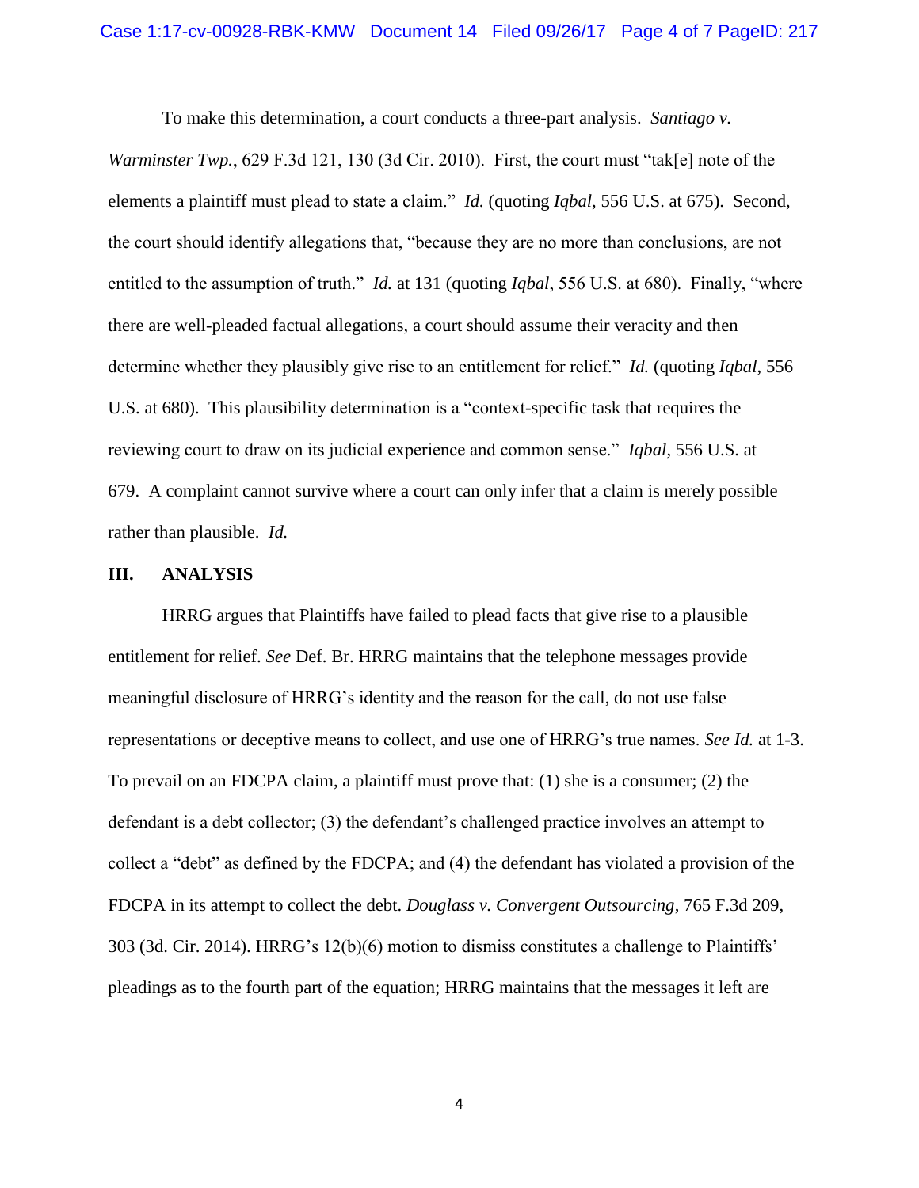To make this determination, a court conducts a three-part analysis. *Santiago v. Warminster Twp.*, 629 F.3d 121, 130 (3d Cir. 2010). First, the court must "tak[e] note of the elements a plaintiff must plead to state a claim." *Id.* (quoting *Iqbal*, 556 U.S. at 675). Second, the court should identify allegations that, "because they are no more than conclusions, are not entitled to the assumption of truth." *Id.* at 131 (quoting *Iqbal*, 556 U.S. at 680). Finally, "where there are well-pleaded factual allegations, a court should assume their veracity and then determine whether they plausibly give rise to an entitlement for relief." *Id.* (quoting *Iqbal*, 556 U.S. at 680). This plausibility determination is a "context-specific task that requires the reviewing court to draw on its judicial experience and common sense." *Iqbal*, 556 U.S. at 679. A complaint cannot survive where a court can only infer that a claim is merely possible rather than plausible. *Id.*

## III. ANALYSIS

HRRG argues that Plaintiffs have failed to plead facts that give rise to a plausible entitlement for relief. *See* Def. Br. HRRG maintains that the telephone messages provide meaningful disclosure of HRRG's identity and the reason for the call, do not use false representations or deceptive means to collect, and use one of HRRG's true names. *See Id.* at 1-3. To prevail on an FDCPA claim, a plaintiff must prove that: (1) she is a consumer; (2) the defendant is a debt collector; (3) the defendant's challenged practice involves an attempt to collect a "debt" as defined by the FDCPA; and (4) the defendant has violated a provision of the FDCPA in its attempt to collect the debt. *Douglass v. Convergent Outsourcing*, 765 F.3d 209, 303 (3d. Cir. 2014). HRRG's 12(b)(6) motion to dismiss constitutes a challenge to Plaintiffs' pleadings as to the fourth part of the equation; HRRG maintains that the messages it left are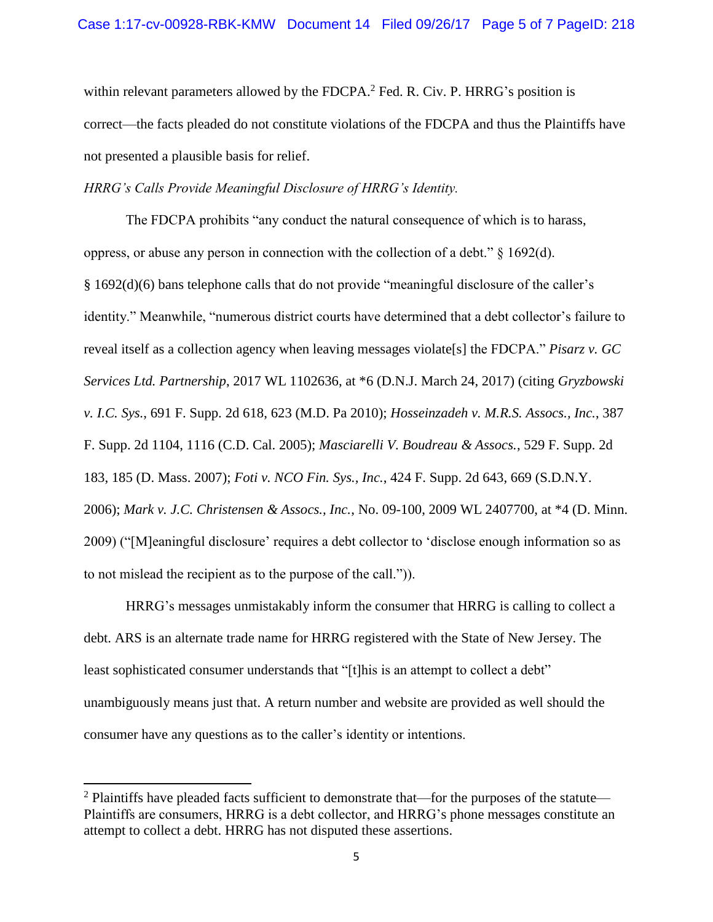within relevant parameters allowed by the FDCPA.[2] Fed. R. Civ. P. HRRG's position is correct—the facts pleaded do not constitute violations of the FDCPA and thus the Plaintiffs have not presented a plausible basis for relief.

*HRRG's Calls Provide Meaningful Disclosure of HRRG's Identity.*

The FDCPA prohibits "any conduct the natural consequence of which is to harass, oppress, or abuse any person in connection with the collection of a debt." § 1692(d). § 1692(d)(6) bans telephone calls that do not provide "meaningful disclosure of the caller's identity." Meanwhile, "numerous district courts have determined that a debt collector's failure to reveal itself as a collection agency when leaving messages violate[s] the FDCPA." *Pisarz v. GC Services Ltd. Partnership*, 2017 WL 1102636, at *6 (D.N.J. March 24, 2017) (citing *Gryzbowski v. I.C. Sys.*, 691 F. Supp. 2d 618, 623 (M.D. Pa 2010); *Hosseinzadeh v. M.R.S. Assocs., Inc.*, 387 F. Supp. 2d 1104, 1116 (C.D. Cal. 2005); *Masciarelli V. Boudreau & Assocs.*, 529 F. Supp. 2d 183, 185 (D. Mass. 2007); *Foti v. NCO Fin. Sys., Inc.*, 424 F. Supp. 2d 643, 669 (S.D.N.Y. 2006); *Mark v. J.C. Christensen & Assocs., Inc.*, No. 09-100, 2009 WL 2407700, at *4 (D. Minn. 2009) ("[M]eaningful disclosure' requires a debt collector to 'disclose enough information so as to not mislead the recipient as to the purpose of the call.")).

HRRG's messages unmistakably inform the consumer that HRRG is calling to collect a debt. ARS is an alternate trade name for HRRG registered with the State of New Jersey. The least sophisticated consumer understands that "[t]his is an attempt to collect a debt" unambiguously means just that. A return number and website are provided as well should the consumer have any questions as to the caller's identity or intentions.

---

[2] Plaintiffs have pleaded facts sufficient to demonstrate that—for the purposes of the statute—Plaintiffs are consumers, HRRG is a debt collector, and HRRG's phone messages constitute an attempt to collect a debt. HRRG has not disputed these assertions.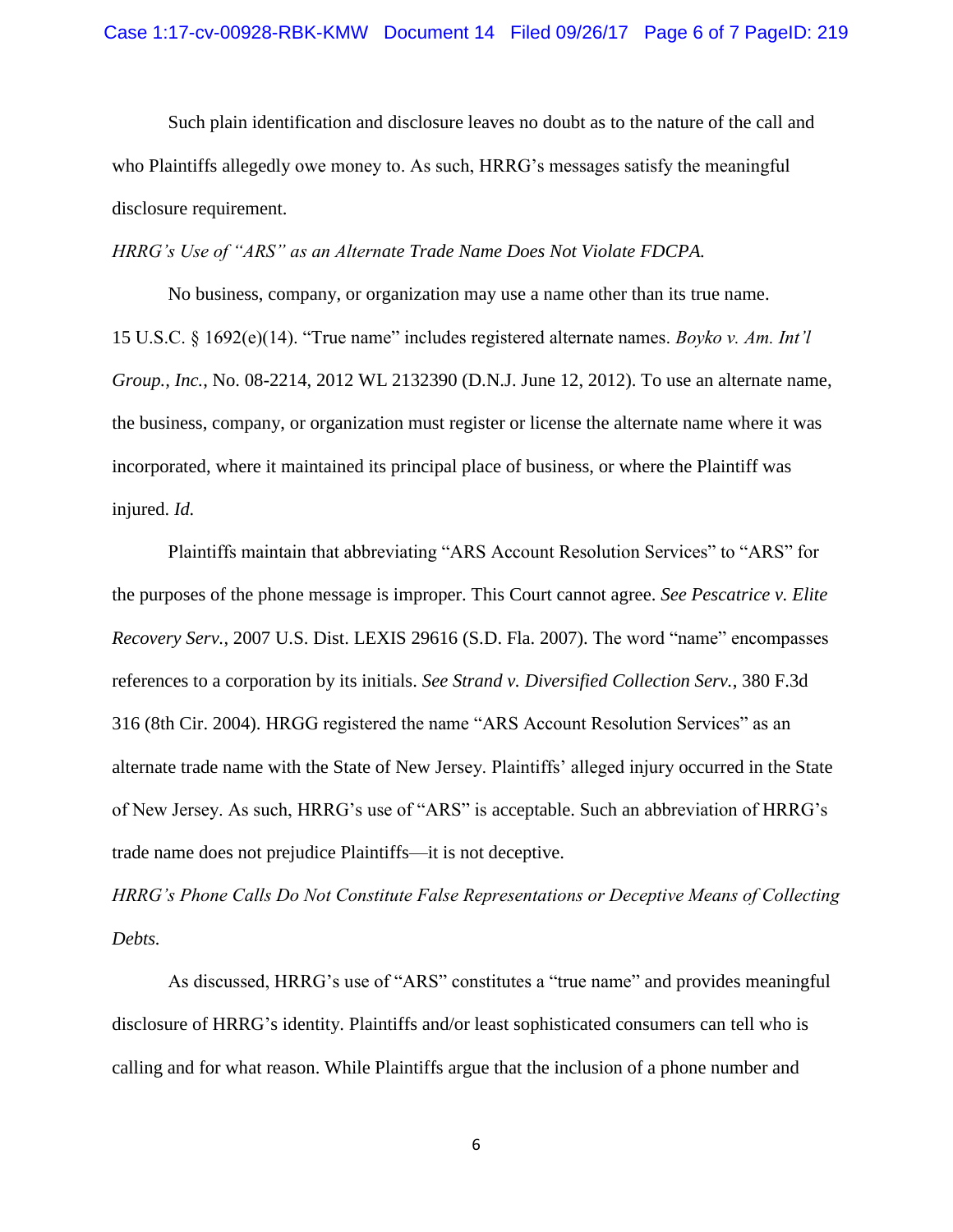Such plain identification and disclosure leaves no doubt as to the nature of the call and who Plaintiffs allegedly owe money to. As such, HRRG's messages satisfy the meaningful disclosure requirement.

*HRRG's Use of "ARS" as an Alternate Trade Name Does Not Violate FDCPA.*

No business, company, or organization may use a name other than its true name. 15 U.S.C. § 1692(e)(14). "True name" includes registered alternate names. *Boyko v. Am. Int'l Group., Inc.*, No. 08-2214, 2012 WL 2132390 (D.N.J. June 12, 2012). To use an alternate name, the business, company, or organization must register or license the alternate name where it was incorporated, where it maintained its principal place of business, or where the Plaintiff was injured. *Id.*

Plaintiffs maintain that abbreviating "ARS Account Resolution Services" to "ARS" for the purposes of the phone message is improper. This Court cannot agree. *See Pescatrice v. Elite Recovery Serv.*, 2007 U.S. Dist. LEXIS 29616 (S.D. Fla. 2007). The word "name" encompasses references to a corporation by its initials. *See Strand v. Diversified Collection Serv.*, 380 F.3d 316 (8th Cir. 2004). HRGG registered the name "ARS Account Resolution Services" as an alternate trade name with the State of New Jersey. Plaintiffs' alleged injury occurred in the State of New Jersey. As such, HRRG's use of "ARS" is acceptable. Such an abbreviation of HRRG's trade name does not prejudice Plaintiffs—it is not deceptive.

*HRRG's Phone Calls Do Not Constitute False Representations or Deceptive Means of Collecting Debts.*

As discussed, HRRG's use of "ARS" constitutes a "true name" and provides meaningful disclosure of HRRG's identity. Plaintiffs and/or least sophisticated consumers can tell who is calling and for what reason. While Plaintiffs argue that the inclusion of a phone number and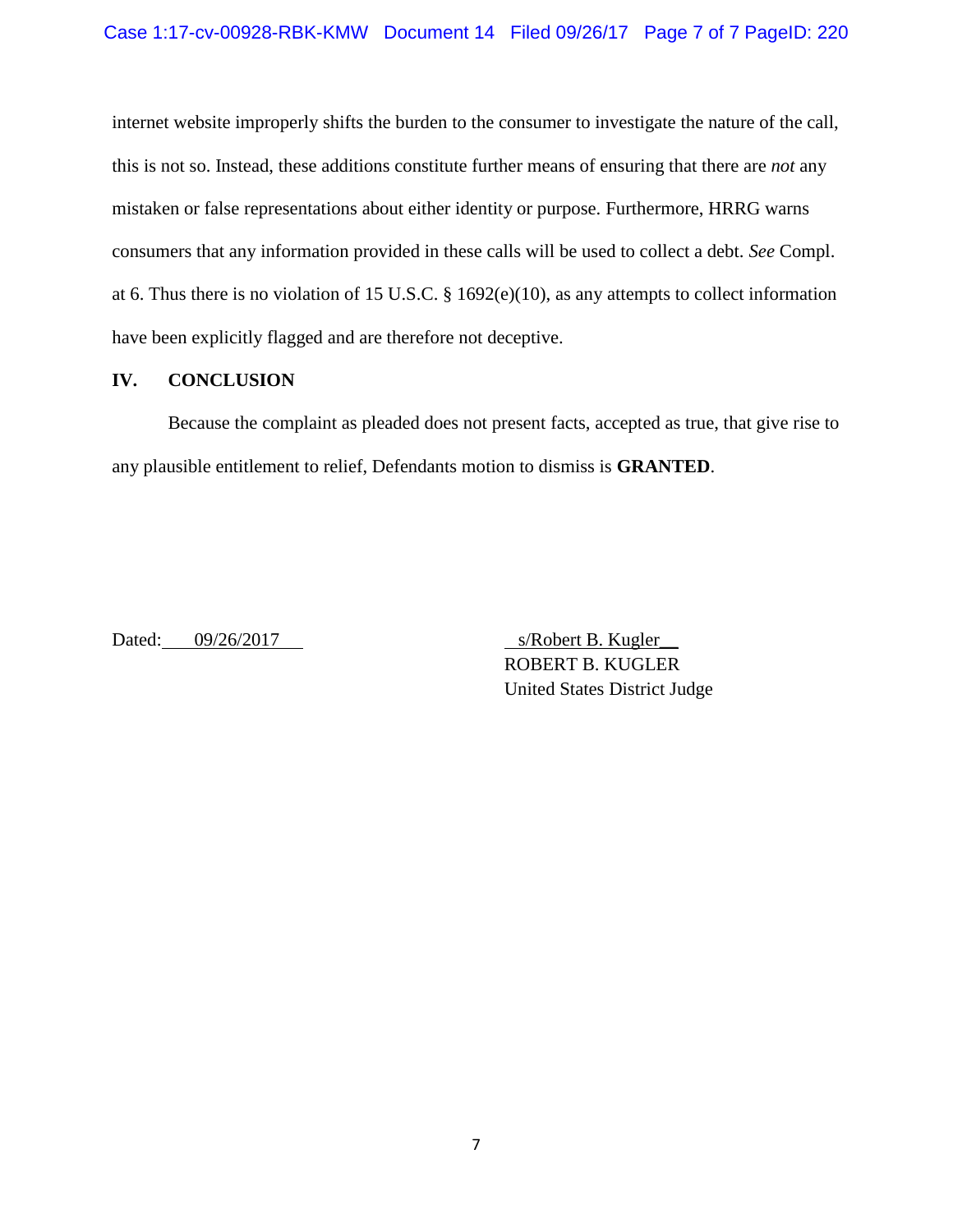internet website improperly shifts the burden to the consumer to investigate the nature of the call, this is not so. Instead, these additions constitute further means of ensuring that there are *not* any mistaken or false representations about either identity or purpose. Furthermore, HRRG warns consumers that any information provided in these calls will be used to collect a debt. *See* Compl. at 6. Thus there is no violation of 15 U.S.C. § 1692(e)(10), as any attempts to collect information have been explicitly flagged and are therefore not deceptive.

## IV. CONCLUSION

Because the complaint as pleaded does not present facts, accepted as true, that give rise to any plausible entitlement to relief, Defendants motion to dismiss is **GRANTED**.

Dated: 09/26/2017

s/Robert B. Kugler
ROBERT B. KUGLER
United States District Judge